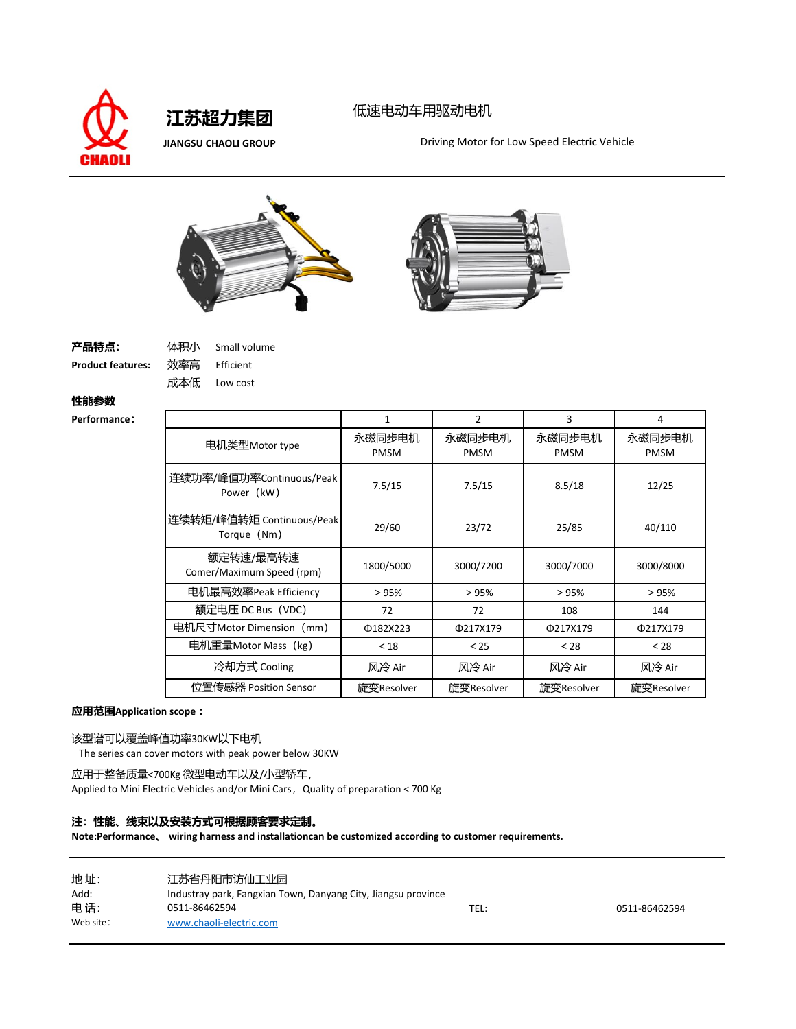# 江苏超力集团

**JIANGSU CHAOLI GROUP**

低速电动车用驱动电机

Driving Motor for Low Speed Electric Vehicle

**产品特点:** 体积小 Small volume

**Product features:** 效率高 Efficient

成本低 Low cost

**性能参数**

**Performance:**

| | 1 | 2 | 3 | 4 |
|---|---|---|---|---|
| 电机类型Motor type | 永磁同步电机 PMSM | 永磁同步电机 PMSM | 永磁同步电机 PMSM | 永磁同步电机 PMSM |
| 连续功率/峰值功率Continuous/Peak Power（kW） | 7.5/15 | 7.5/15 | 8.5/18 | 12/25 |
| 连续转矩/峰值转矩 Continuous/Peak Torque（Nm） | 29/60 | 23/72 | 25/85 | 40/110 |
| 额定转速/最高转速 Comer/Maximum Speed (rpm) | 1800/5000 | 3000/7200 | 3000/7000 | 3000/8000 |
| 电机最高效率Peak Efficiency | > 95% | > 95% | > 95% | > 95% |
| 额定电压 DC Bus（VDC) | 72 | 72 | 108 | 144 |
| 电机尺寸Motor Dimension（mm) | Φ182X223 | Φ217X179 | Φ217X179 | Φ217X179 |
| 电机重量Motor Mass（kg) | < 18 | < 25 | < 28 | < 28 |
| 冷却方式 Cooling | 风冷 Air | 风冷 Air | 风冷 Air | 风冷 Air |
| 位置传感器 Position Sensor | 旋变Resolver | 旋变Resolver | 旋变Resolver | 旋变Resolver |

**应用范围Application scope：**

该型谱可以覆盖峰值功率30KW以下电机

The series can cover motors with peak power below 30KW

应用于整备质量<700Kg 微型电动车以及/小型轿车,

Applied to Mini Electric Vehicles and/or Mini Cars, Quality of preparation < 700 Kg

**注：性能、线束以及安装方式可根据顾客要求定制。**

**Note:Performance、 wiring harness and installationcan be customized according to customer requirements.**

地 址: 江苏省丹阳市访仙工业园

Add: Industray park, Fangxian Town, Danyang City, Jiangsu province

电 话: 0511-86462594 TEL: 0511-86462594

Web site: www.chaoli-electric.com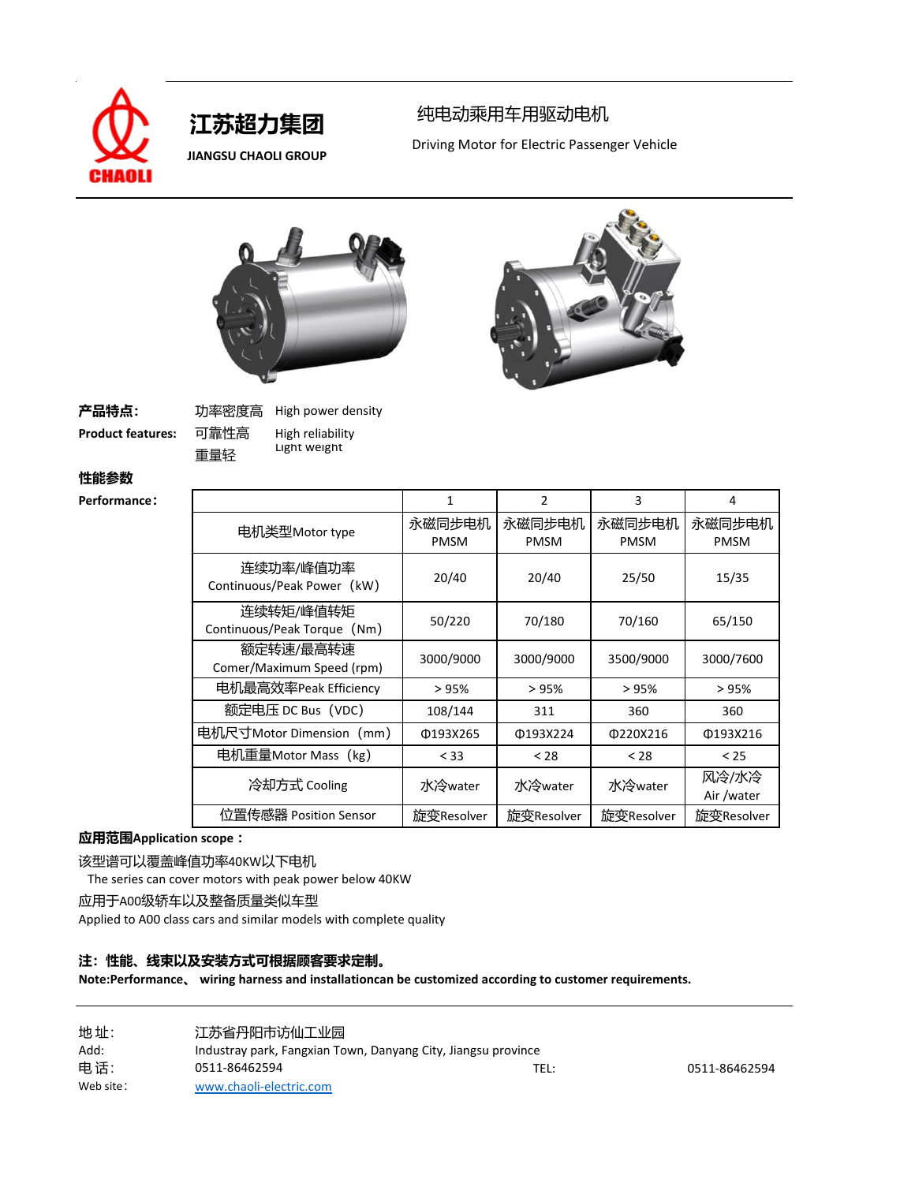**江苏超力集团**

**JIANGSU CHAOLI GROUP**

# 纯电动乘用车用驱动电机

Driving Motor for Electric Passenger Vehicle

**产品特点:**

**Product features:**

功率密度高 High power density

可靠性高 High reliability

重量轻 Light weight

**性能参数**

**Performance:**

| | 1 | 2 | 3 | 4 |
|---|---|---|---|---|
| 电机类型Motor type | 永磁同步电机 PMSM | 永磁同步电机 PMSM | 永磁同步电机 PMSM | 永磁同步电机 PMSM |
| 连续功率/峰值功率 Continuous/Peak Power（kW） | 20/40 | 20/40 | 25/50 | 15/35 |
| 连续转矩/峰值转矩 Continuous/Peak Torque（Nm） | 50/220 | 70/180 | 70/160 | 65/150 |
| 额定转速/最高转速 Comer/Maximum Speed (rpm) | 3000/9000 | 3000/9000 | 3500/9000 | 3000/7600 |
| 电机最高效率Peak Efficiency | > 95% | > 95% | > 95% | > 95% |
| 额定电压 DC Bus（VDC） | 108/144 | 311 | 360 | 360 |
| 电机尺寸Motor Dimension（mm） | Φ193X265 | Φ193X224 | Φ220X216 | Φ193X216 |
| 电机重量Motor Mass（kg） | < 33 | < 28 | < 28 | < 25 |
| 冷却方式 Cooling | 水冷water | 水冷water | 水冷water | 风冷/水冷 Air /water |
| 位置传感器 Position Sensor | 旋变Resolver | 旋变Resolver | 旋变Resolver | 旋变Resolver |

**应用范围Application scope：**

该型谱可以覆盖峰值功率40KW以下电机

The series can cover motors with peak power below 40KW

应用于A00级轿车以及整备质量类似车型

Applied to A00 class cars and similar models with complete quality

**注：性能、线束以及安装方式可根据顾客要求定制。**

**Note:Performance、 wiring harness and installationcan be customized according to customer requirements.**

地 址: 江苏省丹阳市访仙工业园

Add: Industray park, Fangxian Town, Danyang City, Jiangsu province

电 话: 0511-86462594 TEL: 0511-86462594

Web site: www.chaoli-electric.com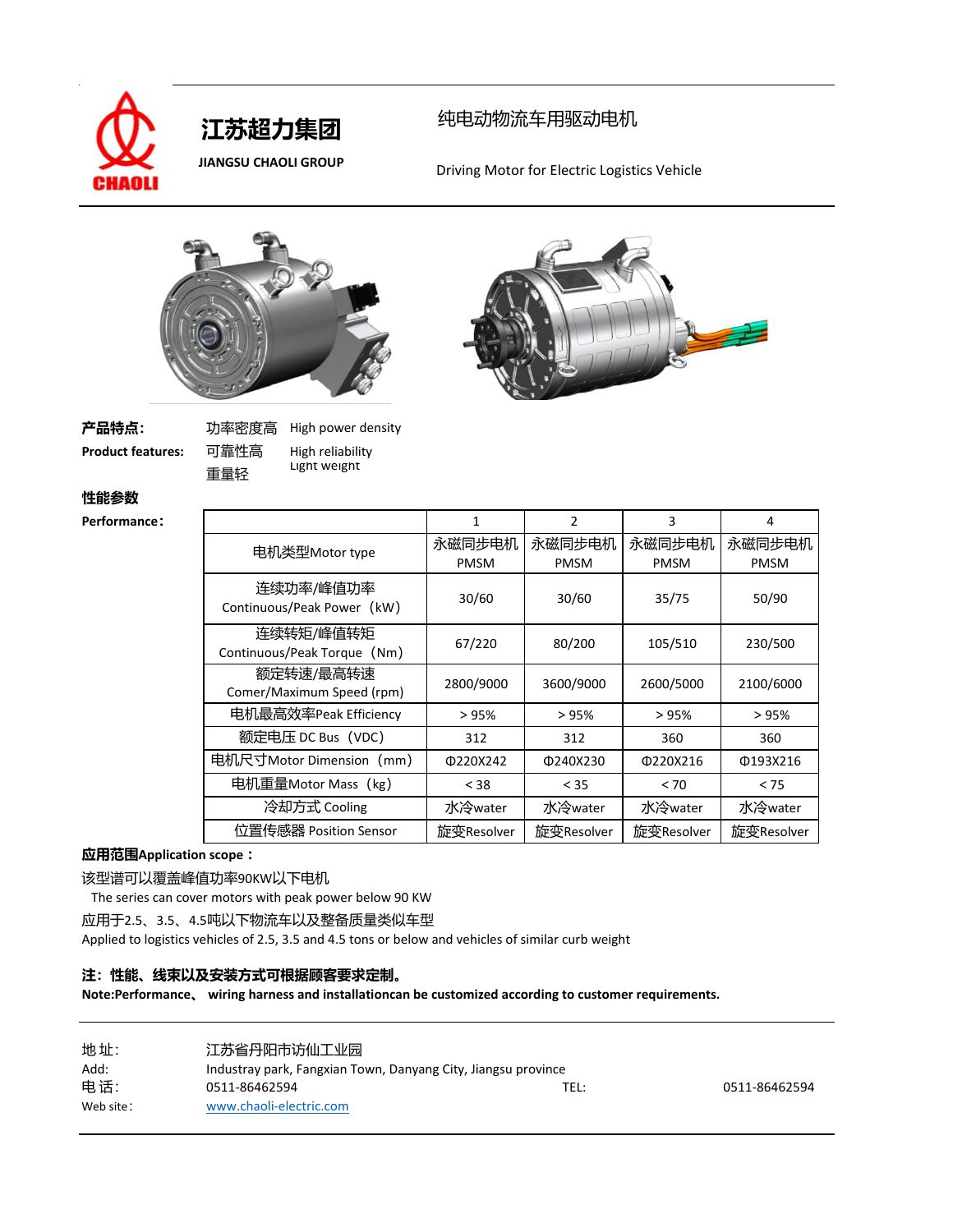# 江苏超力集团

**JIANGSU CHAOLI GROUP**

纯电动物流车用驱动电机

Driving Motor for Electric Logistics Vehicle

**产品特点：**
**Product features:**

- 功率密度高 High power density
- 可靠性高 High reliability
- 重量轻 Light weight

**性能参数**
**Performance：**

| | 1 | 2 | 3 | 4 |
|---|---|---|---|---|
| 电机类型Motor type | 永磁同步电机 PMSM | 永磁同步电机 PMSM | 永磁同步电机 PMSM | 永磁同步电机 PMSM |
| 连续功率/峰值功率 Continuous/Peak Power（kW） | 30/60 | 30/60 | 35/75 | 50/90 |
| 连续转矩/峰值转矩 Continuous/Peak Torque（Nm） | 67/220 | 80/200 | 105/510 | 230/500 |
| 额定转速/最高转速 Comer/Maximum Speed (rpm) | 2800/9000 | 3600/9000 | 2600/5000 | 2100/6000 |
| 电机最高效率Peak Efficiency | ＞95% | ＞95% | ＞95% | ＞95% |
| 额定电压 DC Bus（VDC） | 312 | 312 | 360 | 360 |
| 电机尺寸Motor Dimension（mm） | Φ220X242 | Φ240X230 | Φ220X216 | Φ193X216 |
| 电机重量Motor Mass（kg） | ＜38 | ＜35 | ＜70 | ＜75 |
| 冷却方式 Cooling | 水冷water | 水冷water | 水冷water | 水冷water |
| 位置传感器 Position Sensor | 旋变Resolver | 旋变Resolver | 旋变Resolver | 旋变Resolver |

**应用范围Application scope：**

该型谱可以覆盖峰值功率90KW以下电机

The series can cover motors with peak power below 90 KW

应用于2.5、3.5、4.5吨以下物流车以及整备质量类似车型

Applied to logistics vehicles of 2.5, 3.5 and 4.5 tons or below and vehicles of similar curb weight

**注：性能、线束以及安装方式可根据顾客要求定制。**

**Note:Performance、 wiring harness and installationcan be customized according to customer requirements.**

地 址： 江苏省丹阳市访仙工业园
Add: Industray park, Fangxian Town, Danyang City, Jiangsu province
电 话： 0511-86462594 TEL: 0511-86462594
Web site： www.chaoli-electric.com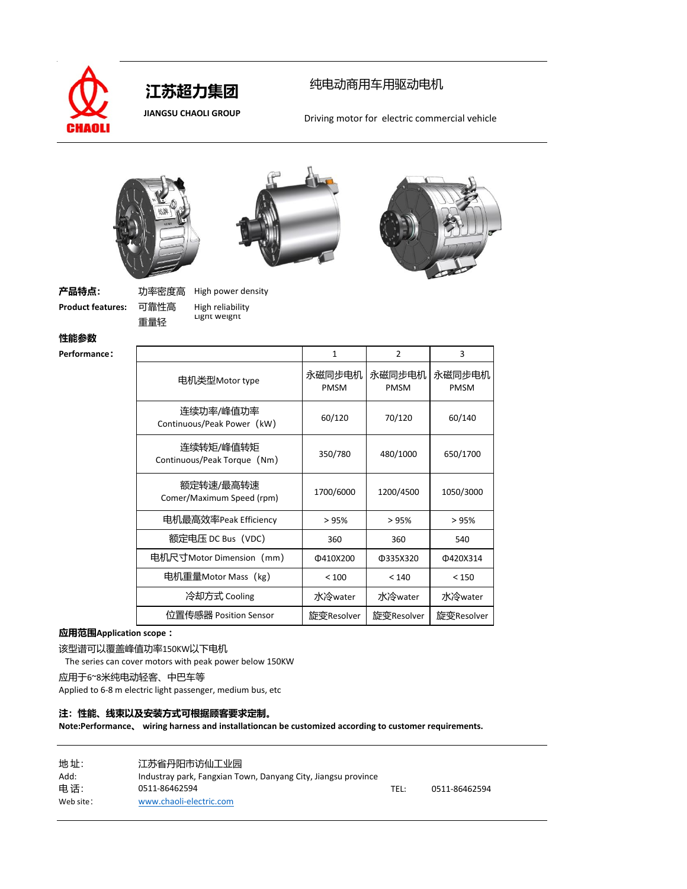# 江苏超力集团

**JIANGSU CHAOLI GROUP**

纯电动商用车用驱动电机

Driving motor for electric commercial vehicle

**产品特点:** 功率密度高 High power density

**Product features:** 可靠性高 High reliability

重量轻 Light weight

**性能参数**

**Performance:**

| | 1 | 2 | 3 |
|---|---|---|---|
| 电机类型Motor type | 永磁同步电机 PMSM | 永磁同步电机 PMSM | 永磁同步电机 PMSM |
| 连续功率/峰值功率 Continuous/Peak Power（kW） | 60/120 | 70/120 | 60/140 |
| 连续转矩/峰值转矩 Continuous/Peak Torque（Nm） | 350/780 | 480/1000 | 650/1700 |
| 额定转速/最高转速 Comer/Maximum Speed (rpm) | 1700/6000 | 1200/4500 | 1050/3000 |
| 电机最高效率Peak Efficiency | ＞95% | ＞95% | ＞95% |
| 额定电压 DC Bus（VDC） | 360 | 360 | 540 |
| 电机尺寸Motor Dimension（mm） | Φ410X200 | Φ335X320 | Φ420X314 |
| 电机重量Motor Mass（kg） | ＜100 | ＜140 | ＜150 |
| 冷却方式 Cooling | 水冷water | 水冷water | 水冷water |
| 位置传感器 Position Sensor | 旋变Resolver | 旋变Resolver | 旋变Resolver |

**应用范围Application scope：**

该型谱可以覆盖峰值功率150KW以下电机

The series can cover motors with peak power below 150KW

应用于6~8米纯电动轻客、中巴车等

Applied to 6-8 m electric light passenger, medium bus, etc

**注：性能、线束以及安装方式可根据顾客要求定制。**

**Note:Performance、 wiring harness and installationcan be customized according to customer requirements.**

地 址: 江苏省丹阳市访仙工业园

Add: Industray park, Fangxian Town, Danyang City, Jiangsu province

电 话: 0511-86462594 TEL: 0511-86462594

Web site: www.chaoli-electric.com